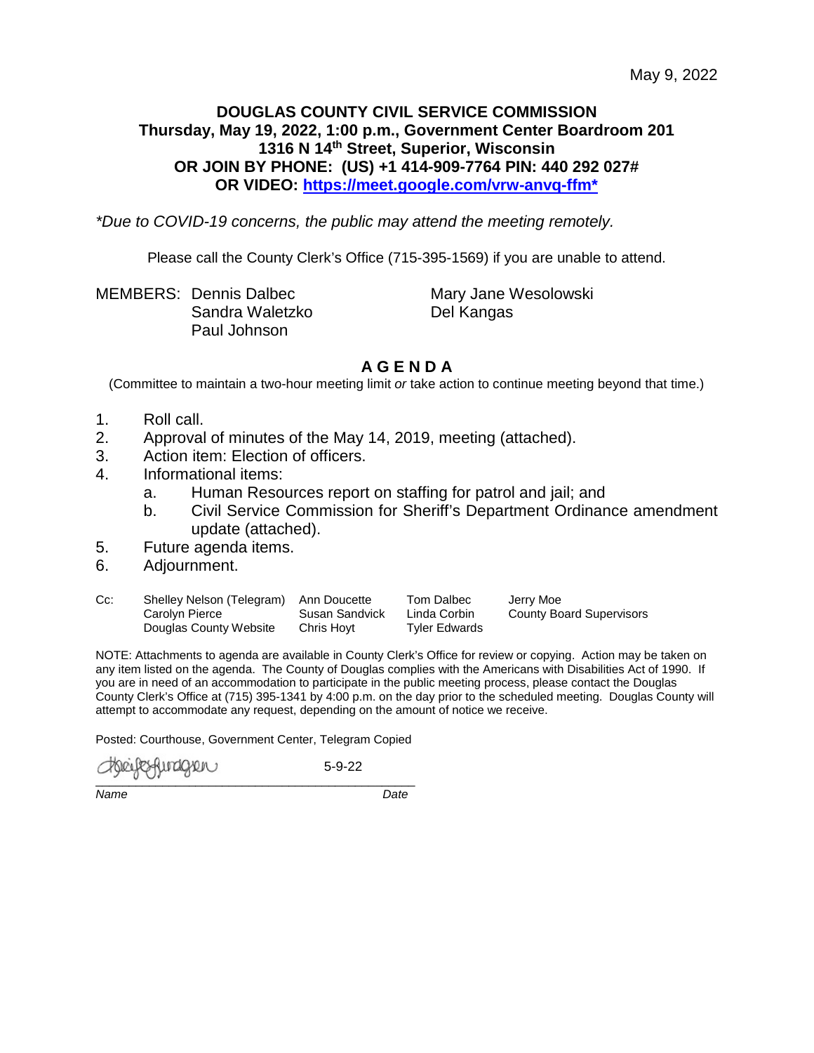May 9, 2022

**DOUGLAS COUNTY CIVIL SERVICE COMMISSION**
**Thursday, May 19, 2022, 1:00 p.m., Government Center Boardroom 201**
**1316 N 14th Street, Superior, Wisconsin**
**OR JOIN BY PHONE: (US) +1 414-909-7764 PIN: 440 292 027#**
**OR VIDEO: https://meet.google.com/vrw-anvq-ffm***

*\*Due to COVID-19 concerns, the public may attend the meeting remotely.*

Please call the County Clerk's Office (715-395-1569) if you are unable to attend.

MEMBERS: Dennis Dalbec, Sandra Waletzko, Paul Johnson, Mary Jane Wesolowski, Del Kangas

## A G E N D A

(Committee to maintain a two-hour meeting limit *or* take action to continue meeting beyond that time.)

1. Roll call.
2. Approval of minutes of the May 14, 2019, meeting (attached).
3. Action item: Election of officers.
4. Informational items:
   a. Human Resources report on staffing for patrol and jail; and
   b. Civil Service Commission for Sheriff's Department Ordinance amendment update (attached).
5. Future agenda items.
6. Adjournment.

Cc: Shelley Nelson (Telegram), Carolyn Pierce, Douglas County Website, Ann Doucette, Susan Sandvick, Chris Hoyt, Tom Dalbec, Linda Corbin, Tyler Edwards, Jerry Moe, County Board Supervisors

NOTE: Attachments to agenda are available in County Clerk's Office for review or copying. Action may be taken on any item listed on the agenda. The County of Douglas complies with the Americans with Disabilities Act of 1990. If you are in need of an accommodation to participate in the public meeting process, please contact the Douglas County Clerk's Office at (715) 395-1341 by 4:00 p.m. on the day prior to the scheduled meeting. Douglas County will attempt to accommodate any request, depending on the amount of notice we receive.

Posted: Courthouse, Government Center, Telegram Copied

[Signature] 5-9-22

*Name* *Date*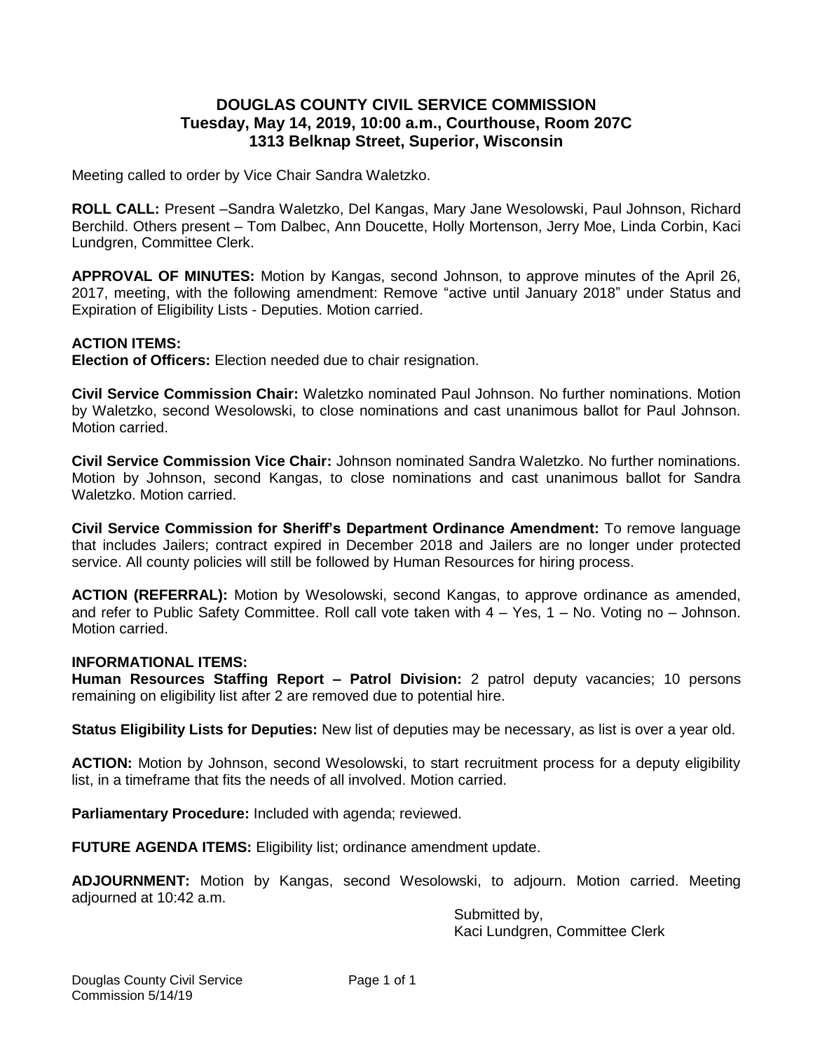# DOUGLAS COUNTY CIVIL SERVICE COMMISSION
## Tuesday, May 14, 2019, 10:00 a.m., Courthouse, Room 207C
## 1313 Belknap Street, Superior, Wisconsin

Meeting called to order by Vice Chair Sandra Waletzko.

**ROLL CALL:** Present –Sandra Waletzko, Del Kangas, Mary Jane Wesolowski, Paul Johnson, Richard Berchild. Others present – Tom Dalbec, Ann Doucette, Holly Mortenson, Jerry Moe, Linda Corbin, Kaci Lundgren, Committee Clerk.

**APPROVAL OF MINUTES:** Motion by Kangas, second Johnson, to approve minutes of the April 26, 2017, meeting, with the following amendment: Remove "active until January 2018" under Status and Expiration of Eligibility Lists - Deputies. Motion carried.

**ACTION ITEMS:**
**Election of Officers:** Election needed due to chair resignation.

**Civil Service Commission Chair:** Waletzko nominated Paul Johnson. No further nominations. Motion by Waletzko, second Wesolowski, to close nominations and cast unanimous ballot for Paul Johnson. Motion carried.

**Civil Service Commission Vice Chair:** Johnson nominated Sandra Waletzko. No further nominations. Motion by Johnson, second Kangas, to close nominations and cast unanimous ballot for Sandra Waletzko. Motion carried.

**Civil Service Commission for Sheriff's Department Ordinance Amendment:** To remove language that includes Jailers; contract expired in December 2018 and Jailers are no longer under protected service. All county policies will still be followed by Human Resources for hiring process.

**ACTION (REFERRAL):** Motion by Wesolowski, second Kangas, to approve ordinance as amended, and refer to Public Safety Committee. Roll call vote taken with 4 – Yes, 1 – No. Voting no – Johnson. Motion carried.

**INFORMATIONAL ITEMS:**
**Human Resources Staffing Report – Patrol Division:** 2 patrol deputy vacancies; 10 persons remaining on eligibility list after 2 are removed due to potential hire.

**Status Eligibility Lists for Deputies:** New list of deputies may be necessary, as list is over a year old.

**ACTION:** Motion by Johnson, second Wesolowski, to start recruitment process for a deputy eligibility list, in a timeframe that fits the needs of all involved. Motion carried.

**Parliamentary Procedure:** Included with agenda; reviewed.

**FUTURE AGENDA ITEMS:** Eligibility list; ordinance amendment update.

**ADJOURNMENT:** Motion by Kangas, second Wesolowski, to adjourn. Motion carried. Meeting adjourned at 10:42 a.m.

Submitted by,
Kaci Lundgren, Committee Clerk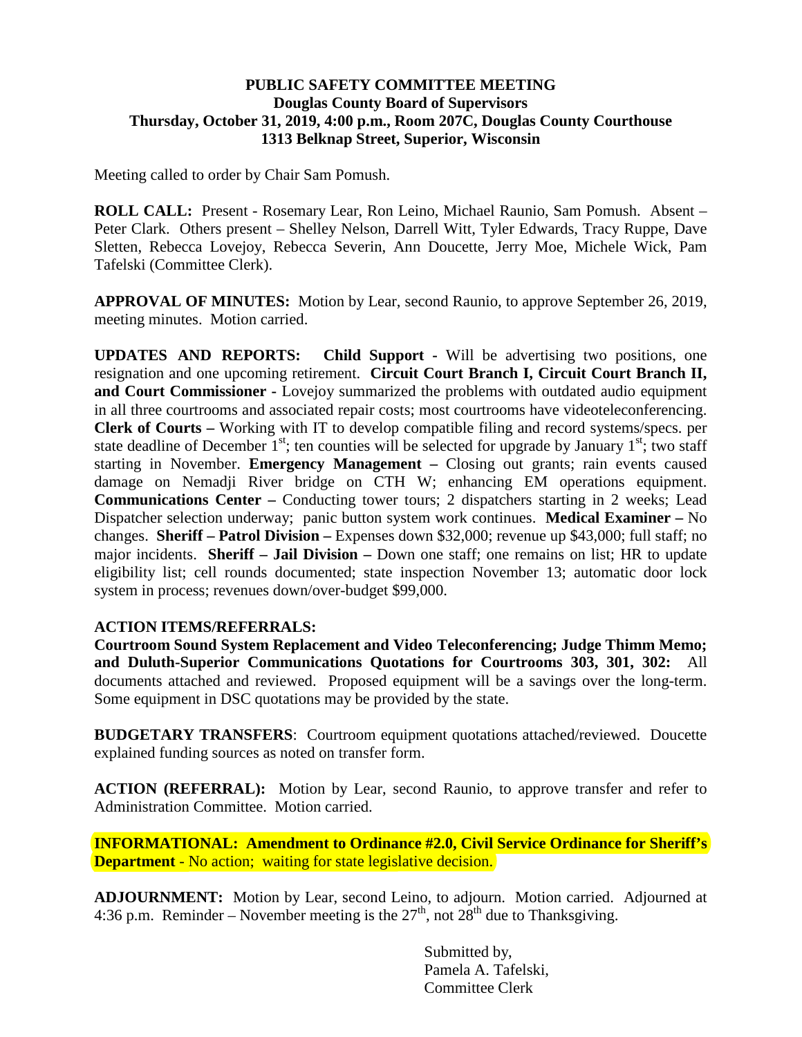**PUBLIC SAFETY COMMITTEE MEETING**
**Douglas County Board of Supervisors**
**Thursday, October 31, 2019, 4:00 p.m., Room 207C, Douglas County Courthouse**
**1313 Belknap Street, Superior, Wisconsin**

Meeting called to order by Chair Sam Pomush.

**ROLL CALL:** Present - Rosemary Lear, Ron Leino, Michael Raunio, Sam Pomush. Absent – Peter Clark. Others present – Shelley Nelson, Darrell Witt, Tyler Edwards, Tracy Ruppe, Dave Sletten, Rebecca Lovejoy, Rebecca Severin, Ann Doucette, Jerry Moe, Michele Wick, Pam Tafelski (Committee Clerk).

**APPROVAL OF MINUTES:** Motion by Lear, second Raunio, to approve September 26, 2019, meeting minutes. Motion carried.

**UPDATES AND REPORTS:** **Child Support** - Will be advertising two positions, one resignation and one upcoming retirement. **Circuit Court Branch I, Circuit Court Branch II, and Court Commissioner** - Lovejoy summarized the problems with outdated audio equipment in all three courtrooms and associated repair costs; most courtrooms have videoteleconferencing. **Clerk of Courts –** Working with IT to develop compatible filing and record systems/specs. per state deadline of December 1st; ten counties will be selected for upgrade by January 1st; two staff starting in November. **Emergency Management –** Closing out grants; rain events caused damage on Nemadji River bridge on CTH W; enhancing EM operations equipment. **Communications Center –** Conducting tower tours; 2 dispatchers starting in 2 weeks; Lead Dispatcher selection underway; panic button system work continues. **Medical Examiner –** No changes. **Sheriff – Patrol Division –** Expenses down $32,000; revenue up $43,000; full staff; no major incidents. **Sheriff – Jail Division –** Down one staff; one remains on list; HR to update eligibility list; cell rounds documented; state inspection November 13; automatic door lock system in process; revenues down/over-budget $99,000.

**ACTION ITEMS/REFERRALS:**
**Courtroom Sound System Replacement and Video Teleconferencing; Judge Thimm Memo; and Duluth-Superior Communications Quotations for Courtrooms 303, 301, 302:** All documents attached and reviewed. Proposed equipment will be a savings over the long-term. Some equipment in DSC quotations may be provided by the state.

**BUDGETARY TRANSFERS**: Courtroom equipment quotations attached/reviewed. Doucette explained funding sources as noted on transfer form.

**ACTION (REFERRAL):** Motion by Lear, second Raunio, to approve transfer and refer to Administration Committee. Motion carried.

**INFORMATIONAL: Amendment to Ordinance #2.0, Civil Service Ordinance for Sheriff's Department** - No action; waiting for state legislative decision.

**ADJOURNMENT:** Motion by Lear, second Leino, to adjourn. Motion carried. Adjourned at 4:36 p.m. Reminder – November meeting is the 27th, not 28th due to Thanksgiving.

Submitted by,
Pamela A. Tafelski,
Committee Clerk